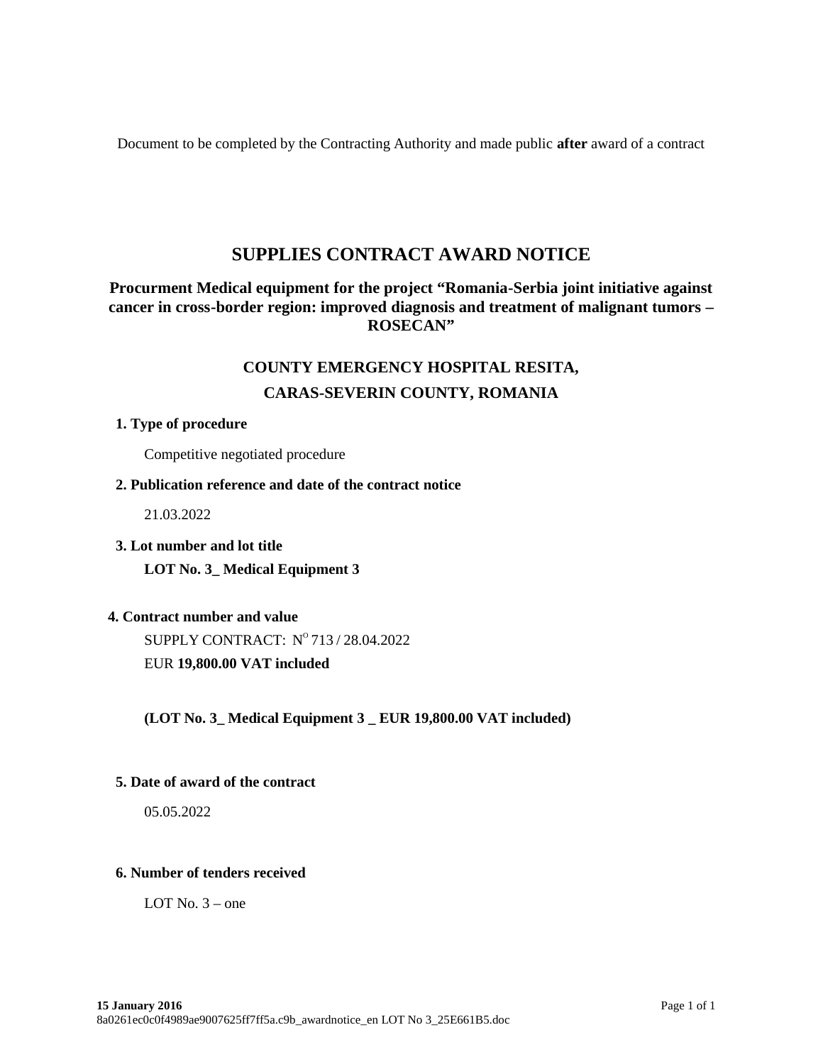Document to be completed by the Contracting Authority and made public **after** award of a contract

# SUPPLIES CONTRACT AWARD NOTICE

## Procurment Medical equipment for the project "Romania-Serbia joint initiative against cancer in cross-border region: improved diagnosis and treatment of malignant tumors – ROSECAN"

## COUNTY EMERGENCY HOSPITAL RESITA, CARAS-SEVERIN COUNTY, ROMANIA

**1. Type of procedure**

Competitive negotiated procedure

**2. Publication reference and date of the contract notice**

21.03.2022

**3. Lot number and lot title**

**LOT No. 3_ Medical Equipment 3**

**4. Contract number and value**

SUPPLY CONTRACT: N$^{O}$ 713 / 28.04.2022

EUR **19,800.00 VAT included**

**(LOT No. 3_ Medical Equipment 3 _ EUR 19,800.00 VAT included)**

**5. Date of award of the contract**

05.05.2022

**6. Number of tenders received**

LOT No. 3 – one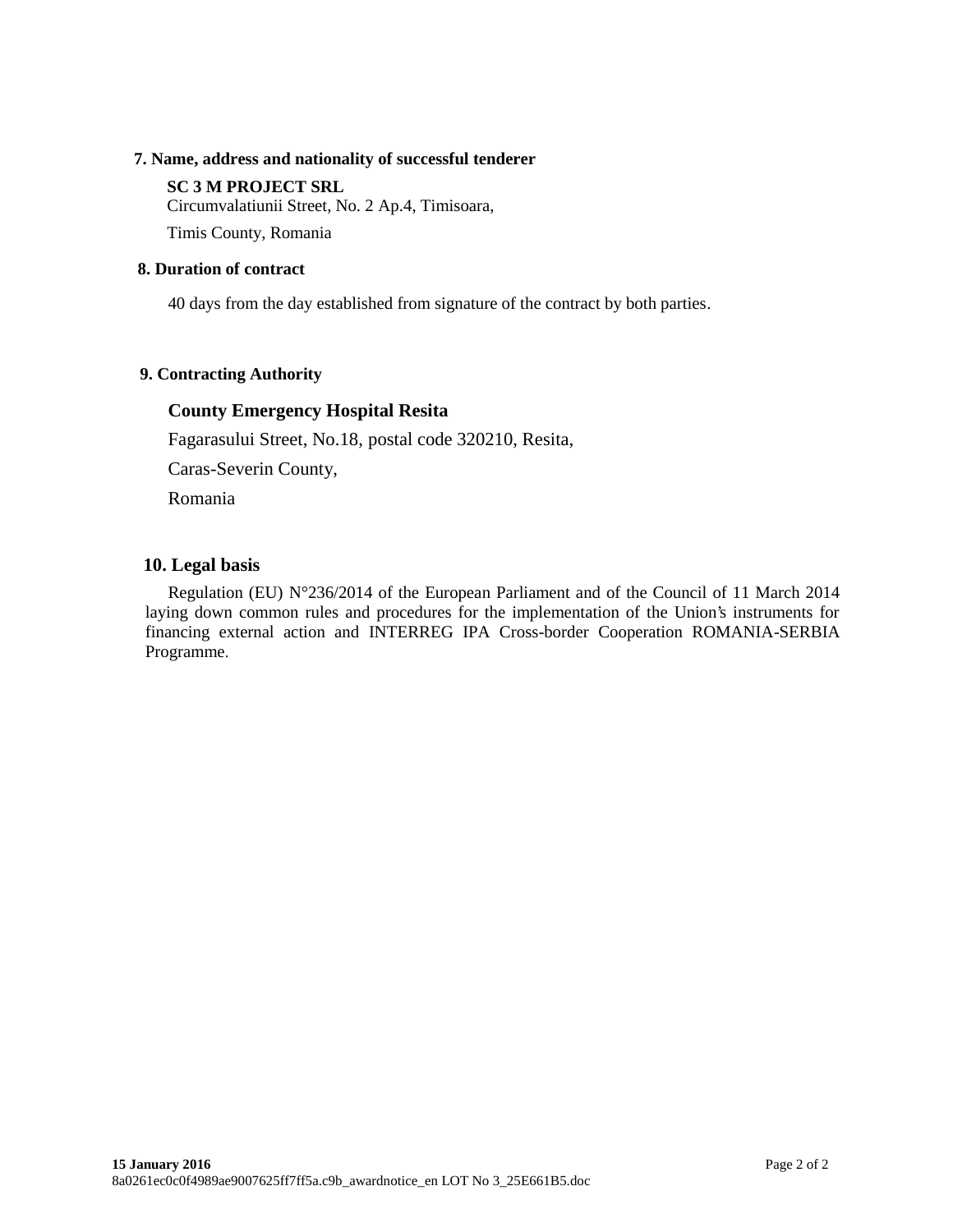**7. Name, address and nationality of successful tenderer**

**SC 3 M PROJECT SRL**
Circumvalatiunii Street, No. 2 Ap.4, Timisoara,

Timis County, Romania

**8. Duration of contract**

40 days from the day established from signature of the contract by both parties.

**9. Contracting Authority**

**County Emergency Hospital Resita**

Fagarasului Street, No.18, postal code 320210, Resita,

Caras-Severin County,

Romania

**10. Legal basis**

Regulation (EU) N°236/2014 of the European Parliament and of the Council of 11 March 2014 laying down common rules and procedures for the implementation of the Union's instruments for financing external action and INTERREG IPA Cross-border Cooperation ROMANIA-SERBIA Programme.